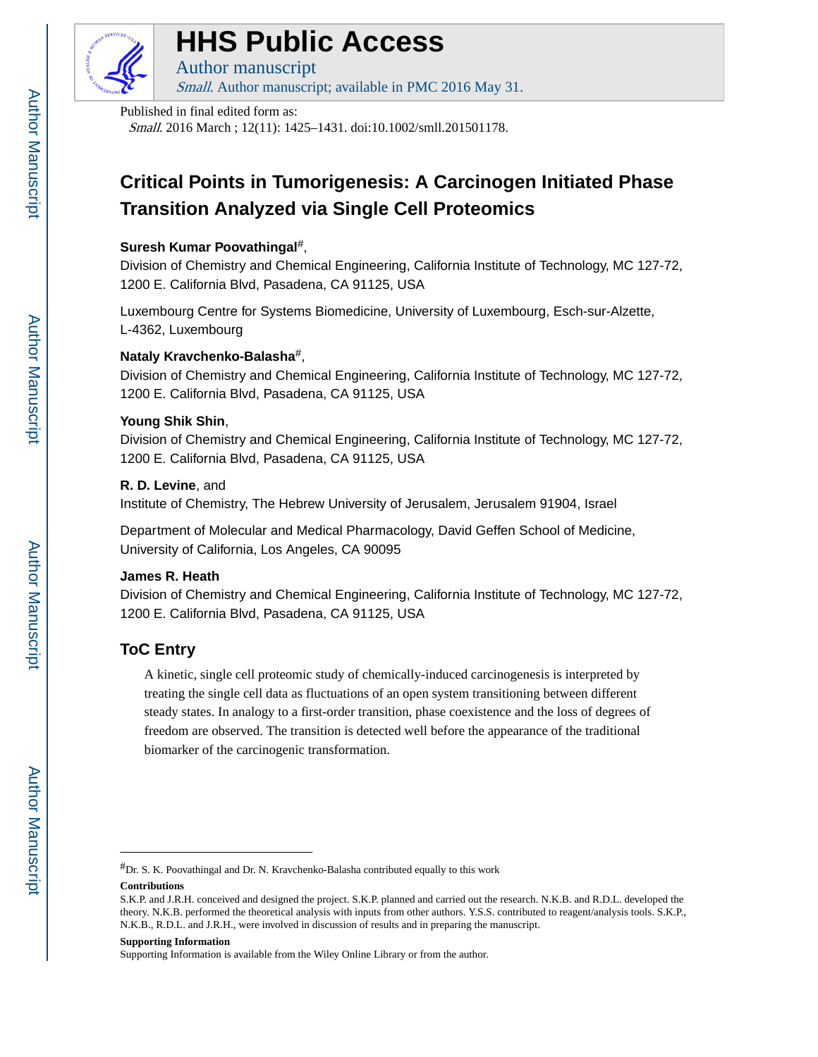# HHS Public Access

Author manuscript

*Small*. Author manuscript; available in PMC 2016 May 31.

Published in final edited form as:

*Small*. 2016 March ; 12(11): 1425–1431. doi:10.1002/smll.201501178.

# Critical Points in Tumorigenesis: A Carcinogen Initiated Phase Transition Analyzed via Single Cell Proteomics

**Suresh Kumar Poovathingal**[#],

Division of Chemistry and Chemical Engineering, California Institute of Technology, MC 127-72, 1200 E. California Blvd, Pasadena, CA 91125, USA

Luxembourg Centre for Systems Biomedicine, University of Luxembourg, Esch-sur-Alzette, L-4362, Luxembourg

**Nataly Kravchenko-Balasha**[#],

Division of Chemistry and Chemical Engineering, California Institute of Technology, MC 127-72, 1200 E. California Blvd, Pasadena, CA 91125, USA

**Young Shik Shin**,

Division of Chemistry and Chemical Engineering, California Institute of Technology, MC 127-72, 1200 E. California Blvd, Pasadena, CA 91125, USA

**R. D. Levine**, and

Institute of Chemistry, The Hebrew University of Jerusalem, Jerusalem 91904, Israel

Department of Molecular and Medical Pharmacology, David Geffen School of Medicine, University of California, Los Angeles, CA 90095

**James R. Heath**

Division of Chemistry and Chemical Engineering, California Institute of Technology, MC 127-72, 1200 E. California Blvd, Pasadena, CA 91125, USA

## ToC Entry

A kinetic, single cell proteomic study of chemically-induced carcinogenesis is interpreted by treating the single cell data as fluctuations of an open system transitioning between different steady states. In analogy to a first-order transition, phase coexistence and the loss of degrees of freedom are observed. The transition is detected well before the appearance of the traditional biomarker of the carcinogenic transformation.

---

[#]Dr. S. K. Poovathingal and Dr. N. Kravchenko-Balasha contributed equally to this work

**Contributions**

S.K.P. and J.R.H. conceived and designed the project. S.K.P. planned and carried out the research. N.K.B. and R.D.L. developed the theory. N.K.B. performed the theoretical analysis with inputs from other authors. Y.S.S. contributed to reagent/analysis tools. S.K.P., N.K.B., R.D.L. and J.R.H., were involved in discussion of results and in preparing the manuscript.

**Supporting Information**

Supporting Information is available from the Wiley Online Library or from the author.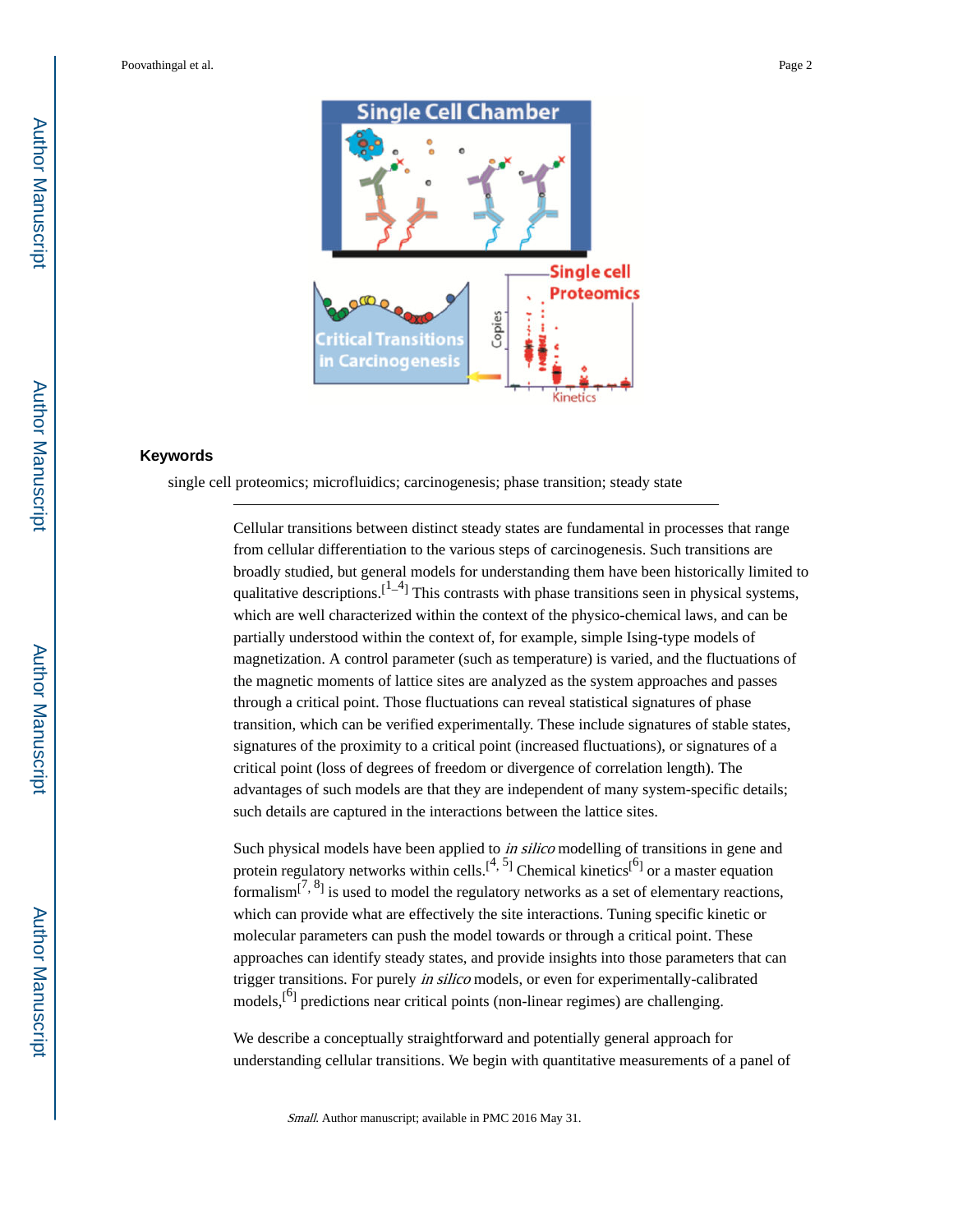## Keywords

single cell proteomics; microfluidics; carcinogenesis; phase transition; steady state

---

Cellular transitions between distinct steady states are fundamental in processes that range from cellular differentiation to the various steps of carcinogenesis. Such transitions are broadly studied, but general models for understanding them have been historically limited to qualitative descriptions.[1–4] This contrasts with phase transitions seen in physical systems, which are well characterized within the context of the physico-chemical laws, and can be partially understood within the context of, for example, simple Ising-type models of magnetization. A control parameter (such as temperature) is varied, and the fluctuations of the magnetic moments of lattice sites are analyzed as the system approaches and passes through a critical point. Those fluctuations can reveal statistical signatures of phase transition, which can be verified experimentally. These include signatures of stable states, signatures of the proximity to a critical point (increased fluctuations), or signatures of a critical point (loss of degrees of freedom or divergence of correlation length). The advantages of such models are that they are independent of many system-specific details; such details are captured in the interactions between the lattice sites.

Such physical models have been applied to *in silico* modelling of transitions in gene and protein regulatory networks within cells.[4, 5] Chemical kinetics[6] or a master equation formalism[7, 8] is used to model the regulatory networks as a set of elementary reactions, which can provide what are effectively the site interactions. Tuning specific kinetic or molecular parameters can push the model towards or through a critical point. These approaches can identify steady states, and provide insights into those parameters that can trigger transitions. For purely *in silico* models, or even for experimentally-calibrated models,[6] predictions near critical points (non-linear regimes) are challenging.

We describe a conceptually straightforward and potentially general approach for understanding cellular transitions. We begin with quantitative measurements of a panel of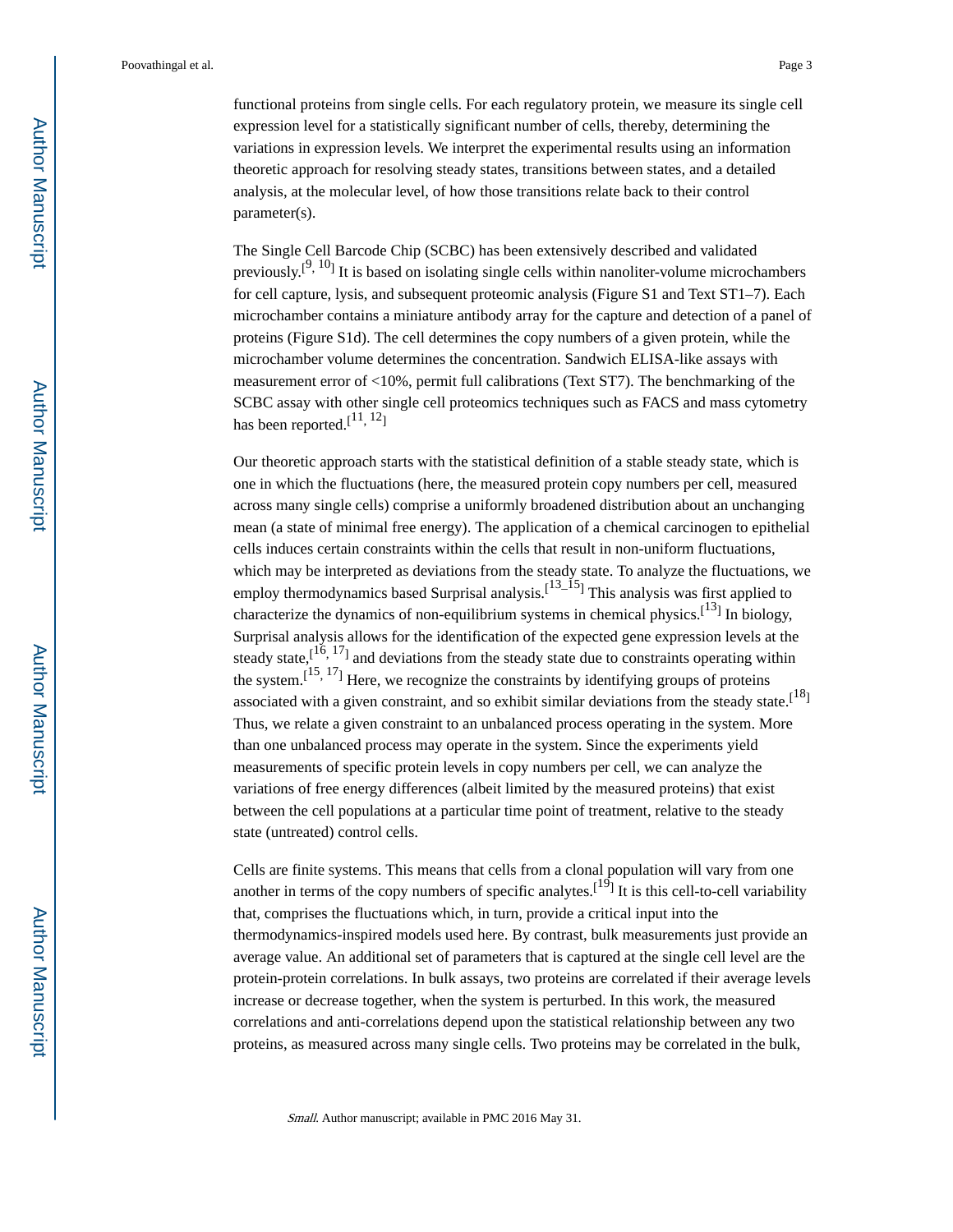functional proteins from single cells. For each regulatory protein, we measure its single cell expression level for a statistically significant number of cells, thereby, determining the variations in expression levels. We interpret the experimental results using an information theoretic approach for resolving steady states, transitions between states, and a detailed analysis, at the molecular level, of how those transitions relate back to their control parameter(s).

The Single Cell Barcode Chip (SCBC) has been extensively described and validated previously.[9, 10] It is based on isolating single cells within nanoliter-volume microchambers for cell capture, lysis, and subsequent proteomic analysis (Figure S1 and Text ST1–7). Each microchamber contains a miniature antibody array for the capture and detection of a panel of proteins (Figure S1d). The cell determines the copy numbers of a given protein, while the microchamber volume determines the concentration. Sandwich ELISA-like assays with measurement error of <10%, permit full calibrations (Text ST7). The benchmarking of the SCBC assay with other single cell proteomics techniques such as FACS and mass cytometry has been reported.[11, 12]

Our theoretic approach starts with the statistical definition of a stable steady state, which is one in which the fluctuations (here, the measured protein copy numbers per cell, measured across many single cells) comprise a uniformly broadened distribution about an unchanging mean (a state of minimal free energy). The application of a chemical carcinogen to epithelial cells induces certain constraints within the cells that result in non-uniform fluctuations, which may be interpreted as deviations from the steady state. To analyze the fluctuations, we employ thermodynamics based Surprisal analysis.[13–15] This analysis was first applied to characterize the dynamics of non-equilibrium systems in chemical physics.[13] In biology, Surprisal analysis allows for the identification of the expected gene expression levels at the steady state,[16, 17] and deviations from the steady state due to constraints operating within the system.[15, 17] Here, we recognize the constraints by identifying groups of proteins associated with a given constraint, and so exhibit similar deviations from the steady state.[18] Thus, we relate a given constraint to an unbalanced process operating in the system. More than one unbalanced process may operate in the system. Since the experiments yield measurements of specific protein levels in copy numbers per cell, we can analyze the variations of free energy differences (albeit limited by the measured proteins) that exist between the cell populations at a particular time point of treatment, relative to the steady state (untreated) control cells.

Cells are finite systems. This means that cells from a clonal population will vary from one another in terms of the copy numbers of specific analytes.[19] It is this cell-to-cell variability that, comprises the fluctuations which, in turn, provide a critical input into the thermodynamics-inspired models used here. By contrast, bulk measurements just provide an average value. An additional set of parameters that is captured at the single cell level are the protein-protein correlations. In bulk assays, two proteins are correlated if their average levels increase or decrease together, when the system is perturbed. In this work, the measured correlations and anti-correlations depend upon the statistical relationship between any two proteins, as measured across many single cells. Two proteins may be correlated in the bulk,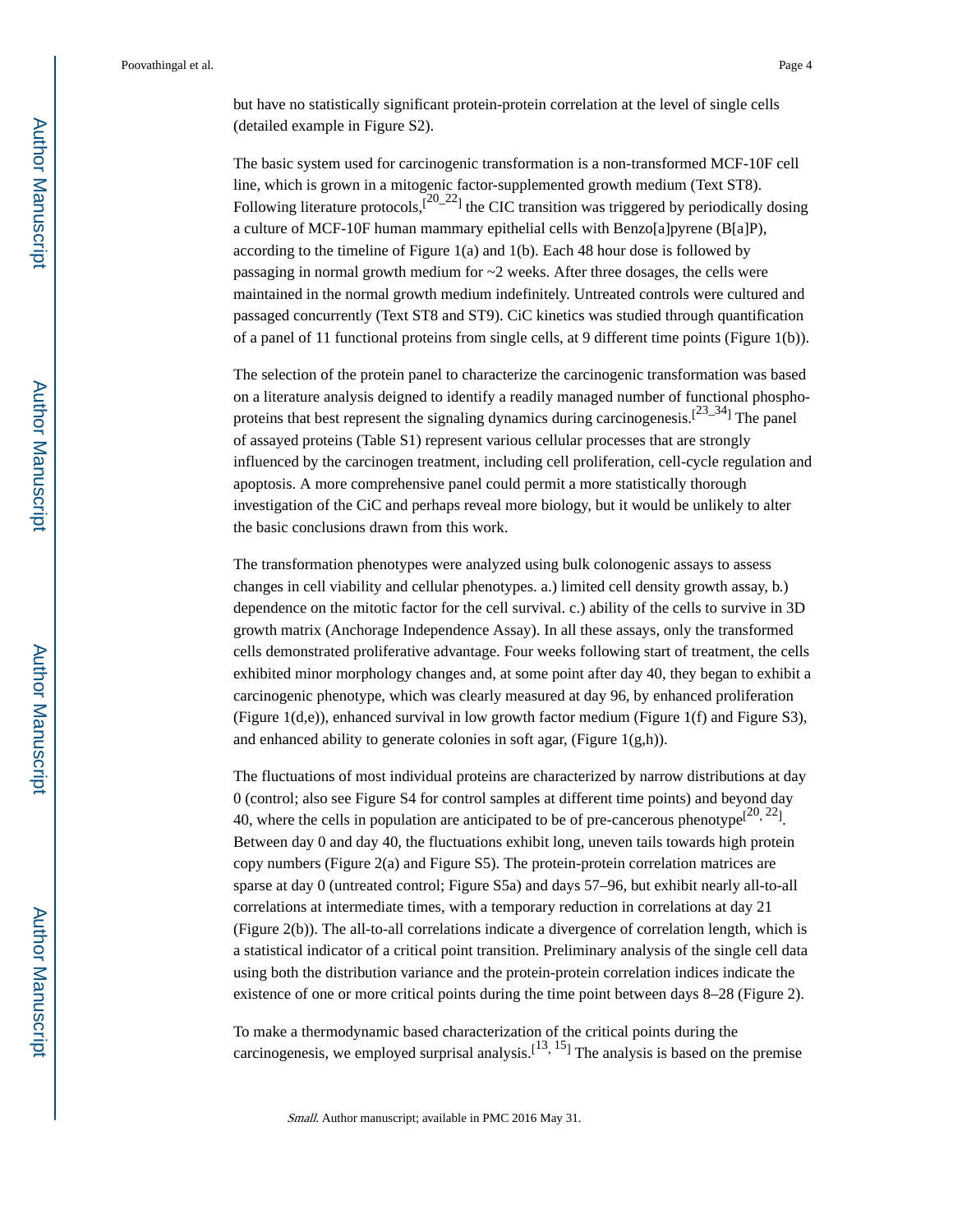but have no statistically significant protein-protein correlation at the level of single cells (detailed example in Figure S2).

The basic system used for carcinogenic transformation is a non-transformed MCF-10F cell line, which is grown in a mitogenic factor-supplemented growth medium (Text ST8). Following literature protocols,[20–22] the CIC transition was triggered by periodically dosing a culture of MCF-10F human mammary epithelial cells with Benzo[a]pyrene (B[a]P), according to the timeline of Figure 1(a) and 1(b). Each 48 hour dose is followed by passaging in normal growth medium for ~2 weeks. After three dosages, the cells were maintained in the normal growth medium indefinitely. Untreated controls were cultured and passaged concurrently (Text ST8 and ST9). CiC kinetics was studied through quantification of a panel of 11 functional proteins from single cells, at 9 different time points (Figure 1(b)).

The selection of the protein panel to characterize the carcinogenic transformation was based on a literature analysis deigned to identify a readily managed number of functional phospho-proteins that best represent the signaling dynamics during carcinogenesis.[23–34] The panel of assayed proteins (Table S1) represent various cellular processes that are strongly influenced by the carcinogen treatment, including cell proliferation, cell-cycle regulation and apoptosis. A more comprehensive panel could permit a more statistically thorough investigation of the CiC and perhaps reveal more biology, but it would be unlikely to alter the basic conclusions drawn from this work.

The transformation phenotypes were analyzed using bulk colonogenic assays to assess changes in cell viability and cellular phenotypes. a.) limited cell density growth assay, b.) dependence on the mitotic factor for the cell survival. c.) ability of the cells to survive in 3D growth matrix (Anchorage Independence Assay). In all these assays, only the transformed cells demonstrated proliferative advantage. Four weeks following start of treatment, the cells exhibited minor morphology changes and, at some point after day 40, they began to exhibit a carcinogenic phenotype, which was clearly measured at day 96, by enhanced proliferation (Figure 1(d,e)), enhanced survival in low growth factor medium (Figure 1(f) and Figure S3), and enhanced ability to generate colonies in soft agar, (Figure 1(g,h)).

The fluctuations of most individual proteins are characterized by narrow distributions at day 0 (control; also see Figure S4 for control samples at different time points) and beyond day 40, where the cells in population are anticipated to be of pre-cancerous phenotype[20, 22]. Between day 0 and day 40, the fluctuations exhibit long, uneven tails towards high protein copy numbers (Figure 2(a) and Figure S5). The protein-protein correlation matrices are sparse at day 0 (untreated control; Figure S5a) and days 57–96, but exhibit nearly all-to-all correlations at intermediate times, with a temporary reduction in correlations at day 21 (Figure 2(b)). The all-to-all correlations indicate a divergence of correlation length, which is a statistical indicator of a critical point transition. Preliminary analysis of the single cell data using both the distribution variance and the protein-protein correlation indices indicate the existence of one or more critical points during the time point between days 8–28 (Figure 2).

To make a thermodynamic based characterization of the critical points during the carcinogenesis, we employed surprisal analysis.[13, 15] The analysis is based on the premise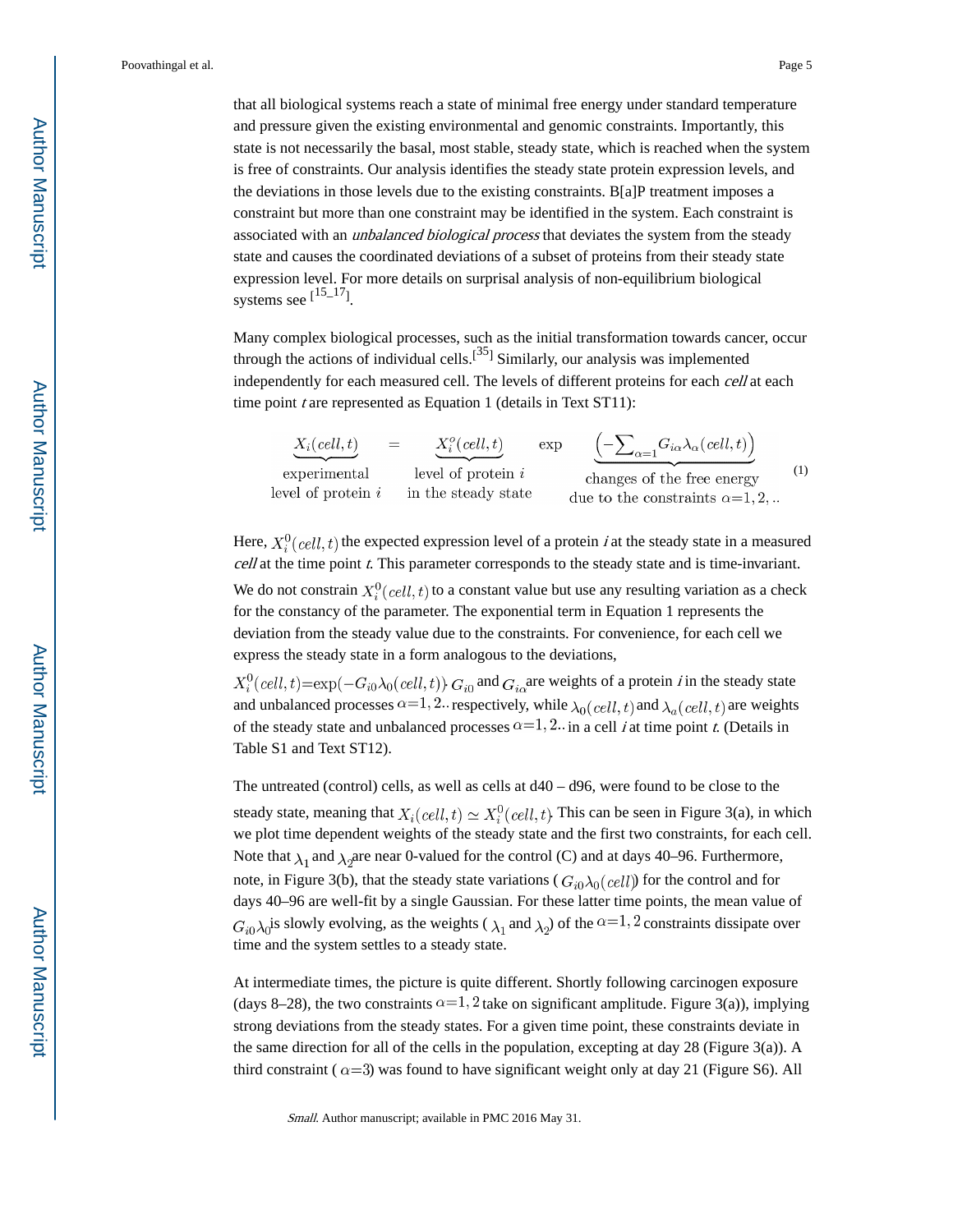that all biological systems reach a state of minimal free energy under standard temperature and pressure given the existing environmental and genomic constraints. Importantly, this state is not necessarily the basal, most stable, steady state, which is reached when the system is free of constraints. Our analysis identifies the steady state protein expression levels, and the deviations in those levels due to the existing constraints. B[a]P treatment imposes a constraint but more than one constraint may be identified in the system. Each constraint is associated with an *unbalanced biological process* that deviates the system from the steady state and causes the coordinated deviations of a subset of proteins from their steady state expression level. For more details on surprisal analysis of non-equilibrium biological systems see [15–17].

Many complex biological processes, such as the initial transformation towards cancer, occur through the actions of individual cells.[35] Similarly, our analysis was implemented independently for each measured cell. The levels of different proteins for each *cell* at each time point *t* are represented as Equation 1 (details in Text ST11):

$$\underbrace{X_i(cell,t)}_{\substack{\text{experimental} \\ \text{level of protein } i}} = \underbrace{X_i^o(cell,t)}_{\substack{\text{level of protein } i \\ \text{in the steady state}}} \exp \underbrace{\left(-\sum_{\alpha=1} G_{i\alpha}\lambda_\alpha(cell,t)\right)}_{\substack{\text{changes of the free energy} \\ \text{due to the constraints } \alpha=1,2,..}} \quad (1)$$

Here, $X_i^0(cell,t)$ the expected expression level of a protein *i* at the steady state in a measured *cell* at the time point *t*. This parameter corresponds to the steady state and is time-invariant. We do not constrain $X_i^0(cell,t)$ to a constant value but use any resulting variation as a check for the constancy of the parameter. The exponential term in Equation 1 represents the deviation from the steady value due to the constraints. For convenience, for each cell we express the steady state in a form analogous to the deviations, $X_i^0(cell,t)=\exp(-G_{i0}\lambda_0(cell,t))$. $G_{i0}$ and $G_{i\alpha}$ are weights of a protein *i* in the steady state and unbalanced processes $\alpha=1,2..$ respectively, while $\lambda_0(cell,t)$ and $\lambda_a(cell,t)$ are weights of the steady state and unbalanced processes $\alpha=1,2..$ in a cell *i* at time point *t*. (Details in Table S1 and Text ST12).

The untreated (control) cells, as well as cells at d40 – d96, were found to be close to the steady state, meaning that $X_i(cell,t) \simeq X_i^0(cell,t)$. This can be seen in Figure 3(a), in which we plot time dependent weights of the steady state and the first two constraints, for each cell. Note that $\lambda_1$ and $\lambda_2$ are near 0-valued for the control (C) and at days 40–96. Furthermore, note, in Figure 3(b), that the steady state variations ($G_{i0}\lambda_0(cell)$) for the control and for days 40–96 are well-fit by a single Gaussian. For these latter time points, the mean value of $G_{i0}\lambda_0$ is slowly evolving, as the weights ($\lambda_1$ and $\lambda_2$) of the $\alpha=1,2$ constraints dissipate over time and the system settles to a steady state.

At intermediate times, the picture is quite different. Shortly following carcinogen exposure (days 8–28), the two constraints $\alpha=1,2$ take on significant amplitude. Figure 3(a)), implying strong deviations from the steady states. For a given time point, these constraints deviate in the same direction for all of the cells in the population, excepting at day 28 (Figure 3(a)). A third constraint ($\alpha=3$) was found to have significant weight only at day 21 (Figure S6). All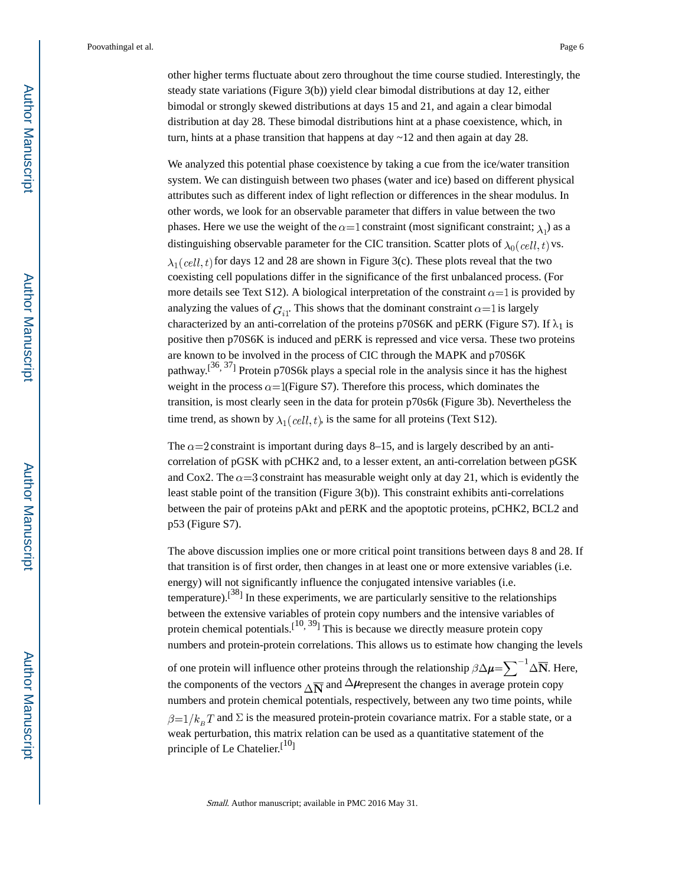other higher terms fluctuate about zero throughout the time course studied. Interestingly, the steady state variations (Figure 3(b)) yield clear bimodal distributions at day 12, either bimodal or strongly skewed distributions at days 15 and 21, and again a clear bimodal distribution at day 28. These bimodal distributions hint at a phase coexistence, which, in turn, hints at a phase transition that happens at day ~12 and then again at day 28.

We analyzed this potential phase coexistence by taking a cue from the ice/water transition system. We can distinguish between two phases (water and ice) based on different physical attributes such as different index of light reflection or differences in the shear modulus. In other words, we look for an observable parameter that differs in value between the two phases. Here we use the weight of the $\alpha=1$ constraint (most significant constraint; $\lambda_1$) as a distinguishing observable parameter for the CIC transition. Scatter plots of $\lambda_0(cell, t)$ vs. $\lambda_1(cell, t)$ for days 12 and 28 are shown in Figure 3(c). These plots reveal that the two coexisting cell populations differ in the significance of the first unbalanced process. (For more details see Text S12). A biological interpretation of the constraint $\alpha=1$ is provided by analyzing the values of $G_{i1}$. This shows that the dominant constraint $\alpha=1$ is largely characterized by an anti-correlation of the proteins p70S6K and pERK (Figure S7). If $\lambda_1$ is positive then p70S6K is induced and pERK is repressed and vice versa. These two proteins are known to be involved in the process of CIC through the MAPK and p70S6K pathway.[36, 37] Protein p70S6k plays a special role in the analysis since it has the highest weight in the process $\alpha=1$(Figure S7). Therefore this process, which dominates the transition, is most clearly seen in the data for protein p70s6k (Figure 3b). Nevertheless the time trend, as shown by $\lambda_1(cell, t)$, is the same for all proteins (Text S12).

The $\alpha=2$ constraint is important during days 8–15, and is largely described by an anti-correlation of pGSK with pCHK2 and, to a lesser extent, an anti-correlation between pGSK and Cox2. The $\alpha=3$ constraint has measurable weight only at day 21, which is evidently the least stable point of the transition (Figure 3(b)). This constraint exhibits anti-correlations between the pair of proteins pAkt and pERK and the apoptotic proteins, pCHK2, BCL2 and p53 (Figure S7).

The above discussion implies one or more critical point transitions between days 8 and 28. If that transition is of first order, then changes in at least one or more extensive variables (i.e. energy) will not significantly influence the conjugated intensive variables (i.e. temperature).[38] In these experiments, we are particularly sensitive to the relationships between the extensive variables of protein copy numbers and the intensive variables of protein chemical potentials.[10, 39] This is because we directly measure protein copy numbers and protein-protein correlations. This allows us to estimate how changing the levels of one protein will influence other proteins through the relationship $\beta\Delta\boldsymbol{\mu}=\sum^{-1}\Delta\overline{\mathbf{N}}$. Here, the components of the vectors $\Delta\overline{\mathbf{N}}$ and $\Delta\boldsymbol{\mu}$ represent the changes in average protein copy numbers and protein chemical potentials, respectively, between any two time points, while $\beta=1/k_B T$ and $\Sigma$ is the measured protein-protein covariance matrix. For a stable state, or a weak perturbation, this matrix relation can be used as a quantitative statement of the principle of Le Chatelier.[10]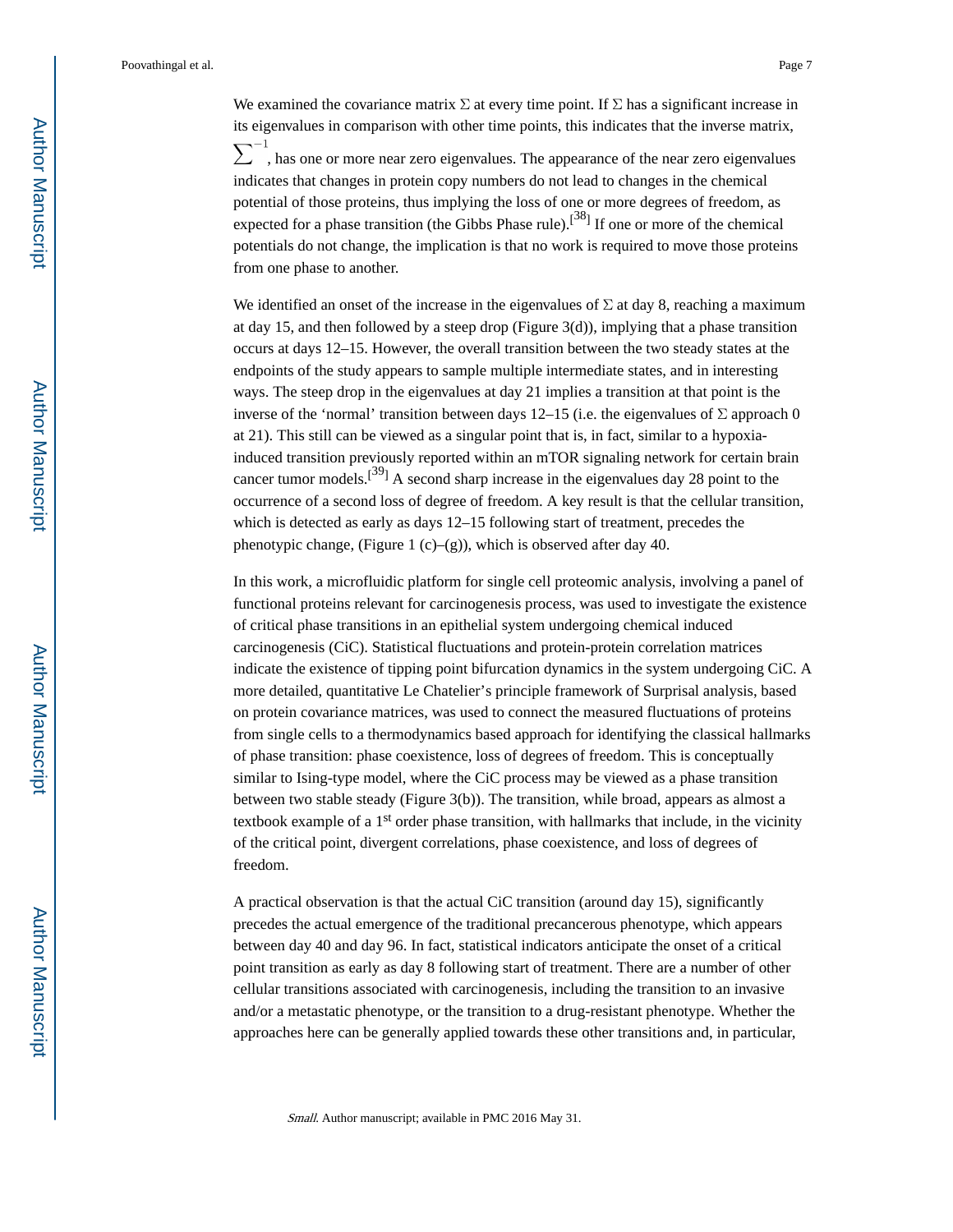We examined the covariance matrix $\Sigma$ at every time point. If $\Sigma$ has a significant increase in its eigenvalues in comparison with other time points, this indicates that the inverse matrix, $\sum^{-1}$, has one or more near zero eigenvalues. The appearance of the near zero eigenvalues indicates that changes in protein copy numbers do not lead to changes in the chemical potential of those proteins, thus implying the loss of one or more degrees of freedom, as expected for a phase transition (the Gibbs Phase rule).[38] If one or more of the chemical potentials do not change, the implication is that no work is required to move those proteins from one phase to another.

We identified an onset of the increase in the eigenvalues of $\Sigma$ at day 8, reaching a maximum at day 15, and then followed by a steep drop (Figure 3(d)), implying that a phase transition occurs at days 12–15. However, the overall transition between the two steady states at the endpoints of the study appears to sample multiple intermediate states, and in interesting ways. The steep drop in the eigenvalues at day 21 implies a transition at that point is the inverse of the 'normal' transition between days 12–15 (i.e. the eigenvalues of $\Sigma$ approach 0 at 21). This still can be viewed as a singular point that is, in fact, similar to a hypoxia-induced transition previously reported within an mTOR signaling network for certain brain cancer tumor models.[39] A second sharp increase in the eigenvalues day 28 point to the occurrence of a second loss of degree of freedom. A key result is that the cellular transition, which is detected as early as days 12–15 following start of treatment, precedes the phenotypic change, (Figure 1 (c)–(g)), which is observed after day 40.

In this work, a microfluidic platform for single cell proteomic analysis, involving a panel of functional proteins relevant for carcinogenesis process, was used to investigate the existence of critical phase transitions in an epithelial system undergoing chemical induced carcinogenesis (CiC). Statistical fluctuations and protein-protein correlation matrices indicate the existence of tipping point bifurcation dynamics in the system undergoing CiC. A more detailed, quantitative Le Chatelier's principle framework of Surprisal analysis, based on protein covariance matrices, was used to connect the measured fluctuations of proteins from single cells to a thermodynamics based approach for identifying the classical hallmarks of phase transition: phase coexistence, loss of degrees of freedom. This is conceptually similar to Ising-type model, where the CiC process may be viewed as a phase transition between two stable steady (Figure 3(b)). The transition, while broad, appears as almost a textbook example of a 1st order phase transition, with hallmarks that include, in the vicinity of the critical point, divergent correlations, phase coexistence, and loss of degrees of freedom.

A practical observation is that the actual CiC transition (around day 15), significantly precedes the actual emergence of the traditional precancerous phenotype, which appears between day 40 and day 96. In fact, statistical indicators anticipate the onset of a critical point transition as early as day 8 following start of treatment. There are a number of other cellular transitions associated with carcinogenesis, including the transition to an invasive and/or a metastatic phenotype, or the transition to a drug-resistant phenotype. Whether the approaches here can be generally applied towards these other transitions and, in particular,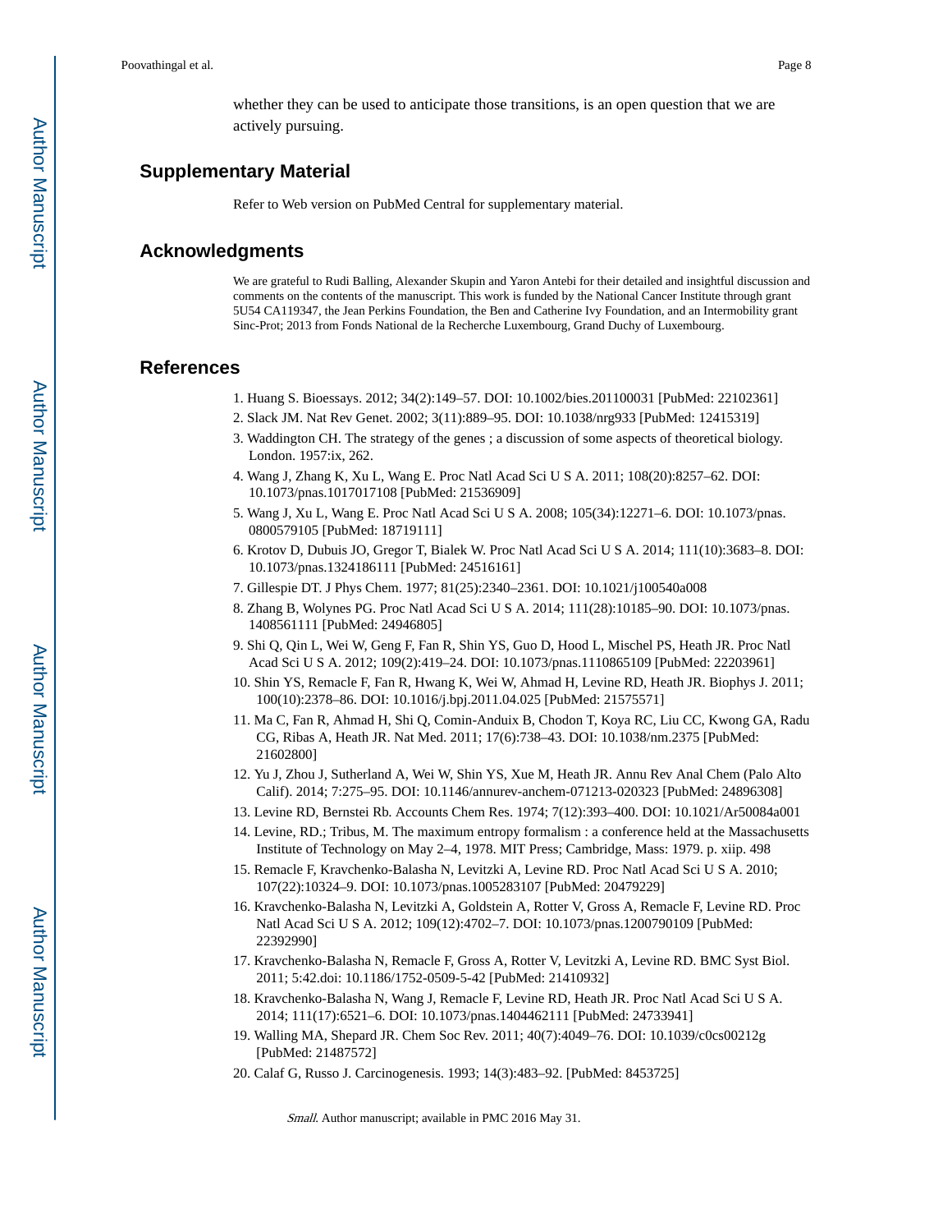whether they can be used to anticipate those transitions, is an open question that we are actively pursuing.

## Supplementary Material

Refer to Web version on PubMed Central for supplementary material.

## Acknowledgments

We are grateful to Rudi Balling, Alexander Skupin and Yaron Antebi for their detailed and insightful discussion and comments on the contents of the manuscript. This work is funded by the National Cancer Institute through grant 5U54 CA119347, the Jean Perkins Foundation, the Ben and Catherine Ivy Foundation, and an Intermobility grant Sinc-Prot; 2013 from Fonds National de la Recherche Luxembourg, Grand Duchy of Luxembourg.

## References

1. Huang S. Bioessays. 2012; 34(2):149–57. DOI: 10.1002/bies.201100031 [PubMed: 22102361]
2. Slack JM. Nat Rev Genet. 2002; 3(11):889–95. DOI: 10.1038/nrg933 [PubMed: 12415319]
3. Waddington CH. The strategy of the genes ; a discussion of some aspects of theoretical biology. London. 1957:ix, 262.
4. Wang J, Zhang K, Xu L, Wang E. Proc Natl Acad Sci U S A. 2011; 108(20):8257–62. DOI: 10.1073/pnas.1017017108 [PubMed: 21536909]
5. Wang J, Xu L, Wang E. Proc Natl Acad Sci U S A. 2008; 105(34):12271–6. DOI: 10.1073/pnas.0800579105 [PubMed: 18719111]
6. Krotov D, Dubuis JO, Gregor T, Bialek W. Proc Natl Acad Sci U S A. 2014; 111(10):3683–8. DOI: 10.1073/pnas.1324186111 [PubMed: 24516161]
7. Gillespie DT. J Phys Chem. 1977; 81(25):2340–2361. DOI: 10.1021/j100540a008
8. Zhang B, Wolynes PG. Proc Natl Acad Sci U S A. 2014; 111(28):10185–90. DOI: 10.1073/pnas.1408561111 [PubMed: 24946805]
9. Shi Q, Qin L, Wei W, Geng F, Fan R, Shin YS, Guo D, Hood L, Mischel PS, Heath JR. Proc Natl Acad Sci U S A. 2012; 109(2):419–24. DOI: 10.1073/pnas.1110865109 [PubMed: 22203961]
10. Shin YS, Remacle F, Fan R, Hwang K, Wei W, Ahmad H, Levine RD, Heath JR. Biophys J. 2011; 100(10):2378–86. DOI: 10.1016/j.bpj.2011.04.025 [PubMed: 21575571]
11. Ma C, Fan R, Ahmad H, Shi Q, Comin-Anduix B, Chodon T, Koya RC, Liu CC, Kwong GA, Radu CG, Ribas A, Heath JR. Nat Med. 2011; 17(6):738–43. DOI: 10.1038/nm.2375 [PubMed: 21602800]
12. Yu J, Zhou J, Sutherland A, Wei W, Shin YS, Xue M, Heath JR. Annu Rev Anal Chem (Palo Alto Calif). 2014; 7:275–95. DOI: 10.1146/annurev-anchem-071213-020323 [PubMed: 24896308]
13. Levine RD, Bernstei Rb. Accounts Chem Res. 1974; 7(12):393–400. DOI: 10.1021/Ar50084a001
14. Levine, RD.; Tribus, M. The maximum entropy formalism : a conference held at the Massachusetts Institute of Technology on May 2–4, 1978. MIT Press; Cambridge, Mass: 1979. p. xiip. 498
15. Remacle F, Kravchenko-Balasha N, Levitzki A, Levine RD. Proc Natl Acad Sci U S A. 2010; 107(22):10324–9. DOI: 10.1073/pnas.1005283107 [PubMed: 20479229]
16. Kravchenko-Balasha N, Levitzki A, Goldstein A, Rotter V, Gross A, Remacle F, Levine RD. Proc Natl Acad Sci U S A. 2012; 109(12):4702–7. DOI: 10.1073/pnas.1200790109 [PubMed: 22392990]
17. Kravchenko-Balasha N, Remacle F, Gross A, Rotter V, Levitzki A, Levine RD. BMC Syst Biol. 2011; 5:42.doi: 10.1186/1752-0509-5-42 [PubMed: 21410932]
18. Kravchenko-Balasha N, Wang J, Remacle F, Levine RD, Heath JR. Proc Natl Acad Sci U S A. 2014; 111(17):6521–6. DOI: 10.1073/pnas.1404462111 [PubMed: 24733941]
19. Walling MA, Shepard JR. Chem Soc Rev. 2011; 40(7):4049–76. DOI: 10.1039/c0cs00212g [PubMed: 21487572]
20. Calaf G, Russo J. Carcinogenesis. 1993; 14(3):483–92. [PubMed: 8453725]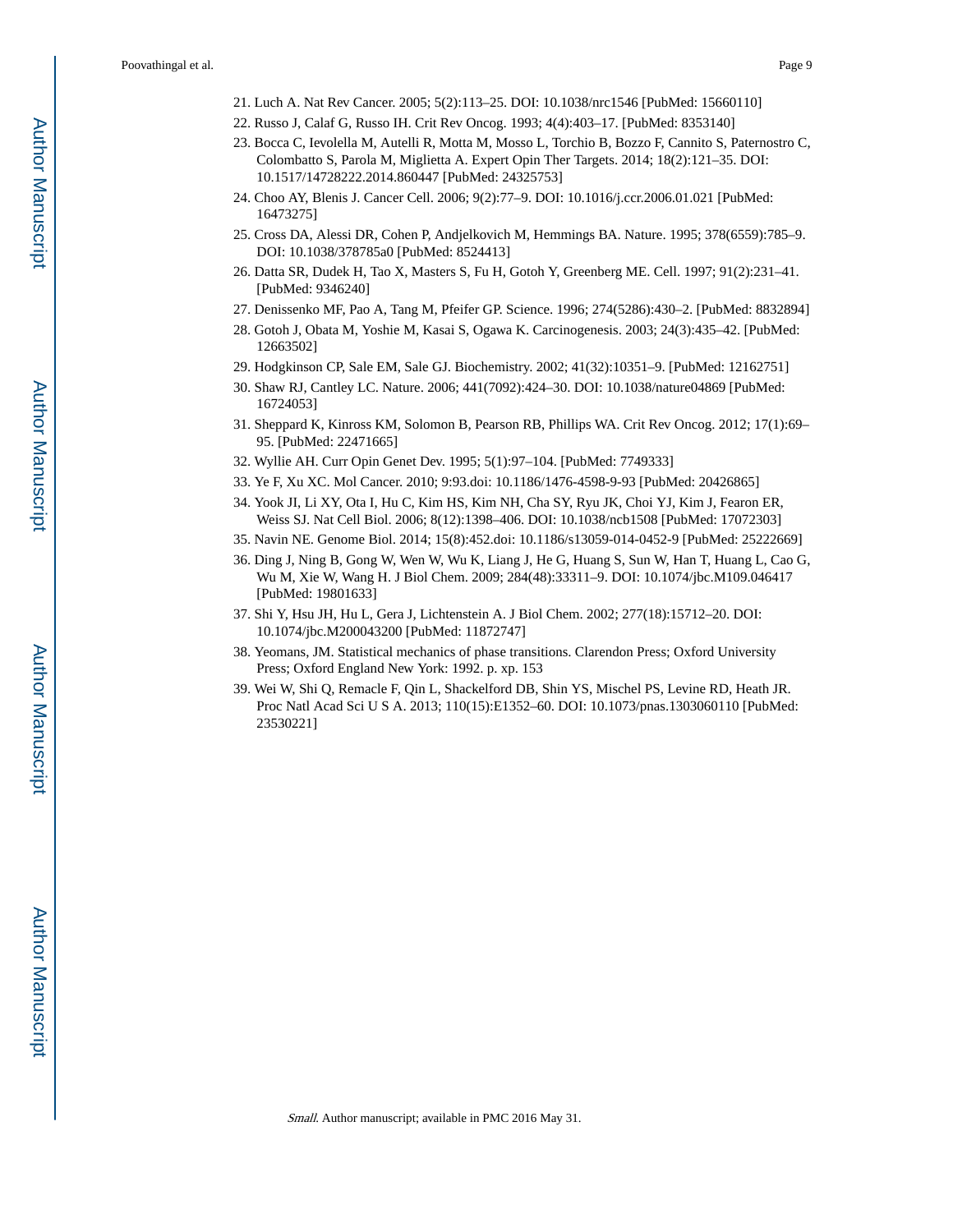21. Luch A. Nat Rev Cancer. 2005; 5(2):113–25. DOI: 10.1038/nrc1546 [PubMed: 15660110]
22. Russo J, Calaf G, Russo IH. Crit Rev Oncog. 1993; 4(4):403–17. [PubMed: 8353140]
23. Bocca C, Ievolella M, Autelli R, Motta M, Mosso L, Torchio B, Bozzo F, Cannito S, Paternostro C, Colombatto S, Parola M, Miglietta A. Expert Opin Ther Targets. 2014; 18(2):121–35. DOI: 10.1517/14728222.2014.860447 [PubMed: 24325753]
24. Choo AY, Blenis J. Cancer Cell. 2006; 9(2):77–9. DOI: 10.1016/j.ccr.2006.01.021 [PubMed: 16473275]
25. Cross DA, Alessi DR, Cohen P, Andjelkovich M, Hemmings BA. Nature. 1995; 378(6559):785–9. DOI: 10.1038/378785a0 [PubMed: 8524413]
26. Datta SR, Dudek H, Tao X, Masters S, Fu H, Gotoh Y, Greenberg ME. Cell. 1997; 91(2):231–41. [PubMed: 9346240]
27. Denissenko MF, Pao A, Tang M, Pfeifer GP. Science. 1996; 274(5286):430–2. [PubMed: 8832894]
28. Gotoh J, Obata M, Yoshie M, Kasai S, Ogawa K. Carcinogenesis. 2003; 24(3):435–42. [PubMed: 12663502]
29. Hodgkinson CP, Sale EM, Sale GJ. Biochemistry. 2002; 41(32):10351–9. [PubMed: 12162751]
30. Shaw RJ, Cantley LC. Nature. 2006; 441(7092):424–30. DOI: 10.1038/nature04869 [PubMed: 16724053]
31. Sheppard K, Kinross KM, Solomon B, Pearson RB, Phillips WA. Crit Rev Oncog. 2012; 17(1):69–95. [PubMed: 22471665]
32. Wyllie AH. Curr Opin Genet Dev. 1995; 5(1):97–104. [PubMed: 7749333]
33. Ye F, Xu XC. Mol Cancer. 2010; 9:93.doi: 10.1186/1476-4598-9-93 [PubMed: 20426865]
34. Yook JI, Li XY, Ota I, Hu C, Kim HS, Kim NH, Cha SY, Ryu JK, Choi YJ, Kim J, Fearon ER, Weiss SJ. Nat Cell Biol. 2006; 8(12):1398–406. DOI: 10.1038/ncb1508 [PubMed: 17072303]
35. Navin NE. Genome Biol. 2014; 15(8):452.doi: 10.1186/s13059-014-0452-9 [PubMed: 25222669]
36. Ding J, Ning B, Gong W, Wen W, Wu K, Liang J, He G, Huang S, Sun W, Han T, Huang L, Cao G, Wu M, Xie W, Wang H. J Biol Chem. 2009; 284(48):33311–9. DOI: 10.1074/jbc.M109.046417 [PubMed: 19801633]
37. Shi Y, Hsu JH, Hu L, Gera J, Lichtenstein A. J Biol Chem. 2002; 277(18):15712–20. DOI: 10.1074/jbc.M200043200 [PubMed: 11872747]
38. Yeomans, JM. Statistical mechanics of phase transitions. Clarendon Press; Oxford University Press; Oxford England New York: 1992. p. xp. 153
39. Wei W, Shi Q, Remacle F, Qin L, Shackelford DB, Shin YS, Mischel PS, Levine RD, Heath JR. Proc Natl Acad Sci U S A. 2013; 110(15):E1352–60. DOI: 10.1073/pnas.1303060110 [PubMed: 23530221]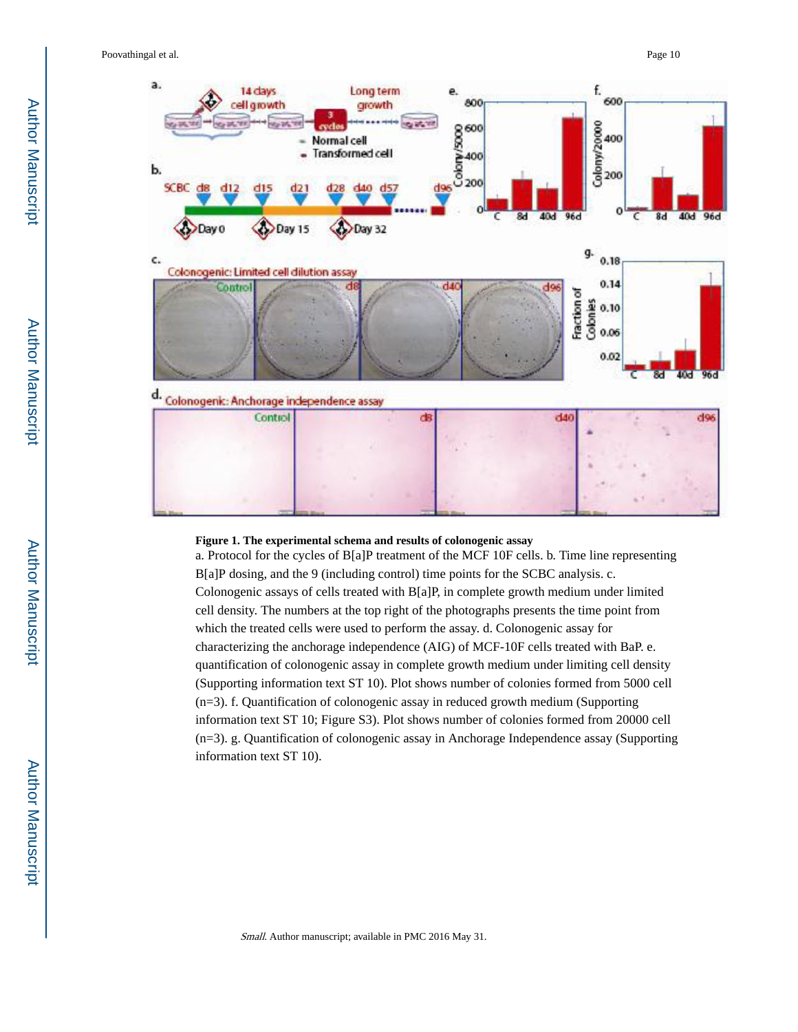**Figure 1. The experimental schema and results of colonogenic assay**

a. Protocol for the cycles of B[a]P treatment of the MCF 10F cells. b. Time line representing B[a]P dosing, and the 9 (including control) time points for the SCBC analysis. c. Colonogenic assays of cells treated with B[a]P, in complete growth medium under limited cell density. The numbers at the top right of the photographs presents the time point from which the treated cells were used to perform the assay. d. Colonogenic assay for characterizing the anchorage independence (AIG) of MCF-10F cells treated with BaP. e. quantification of colonogenic assay in complete growth medium under limiting cell density (Supporting information text ST 10). Plot shows number of colonies formed from 5000 cell (n=3). f. Quantification of colonogenic assay in reduced growth medium (Supporting information text ST 10; Figure S3). Plot shows number of colonies formed from 20000 cell (n=3). g. Quantification of colonogenic assay in Anchorage Independence assay (Supporting information text ST 10).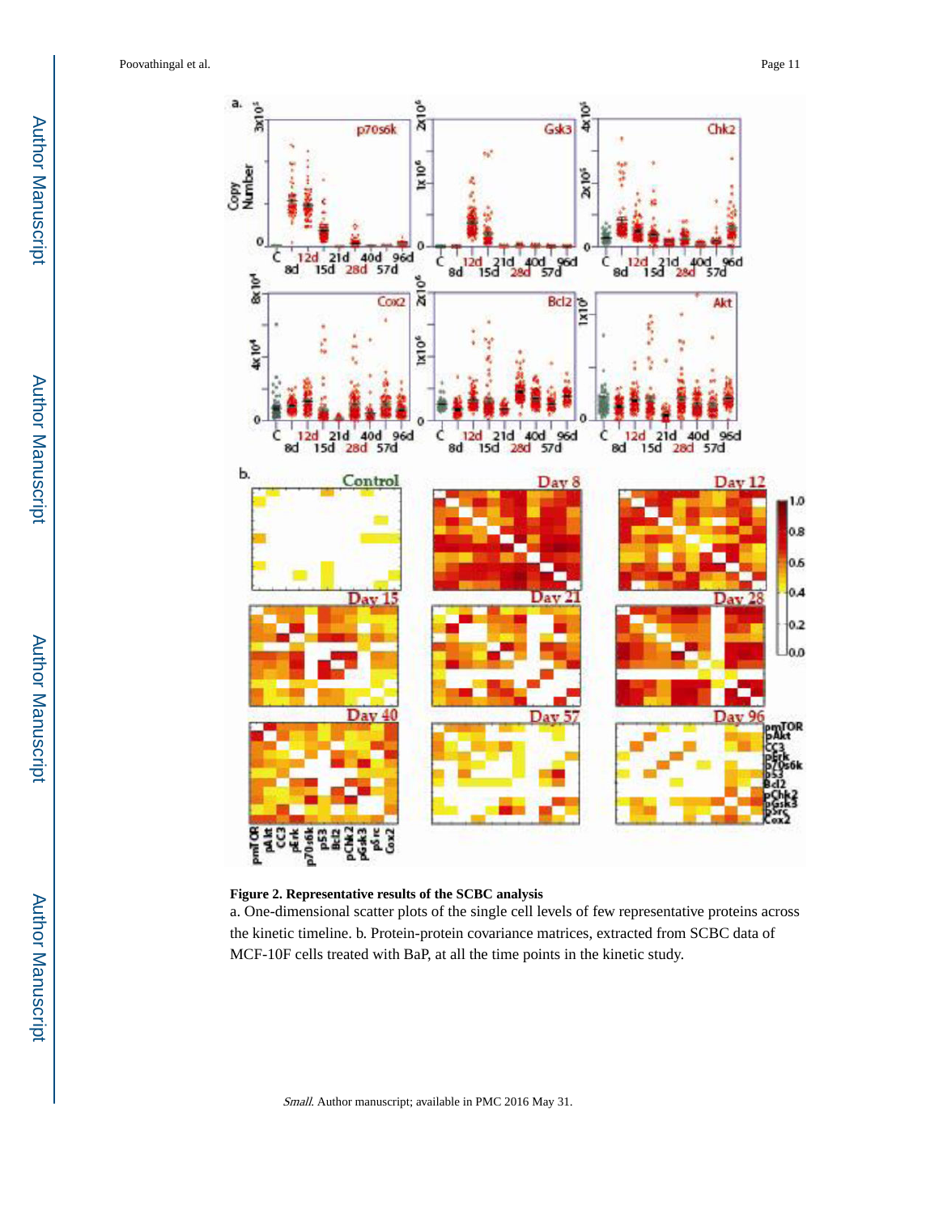**Figure 2. Representative results of the SCBC analysis**

a. One-dimensional scatter plots of the single cell levels of few representative proteins across the kinetic timeline. b. Protein-protein covariance matrices, extracted from SCBC data of MCF-10F cells treated with BaP, at all the time points in the kinetic study.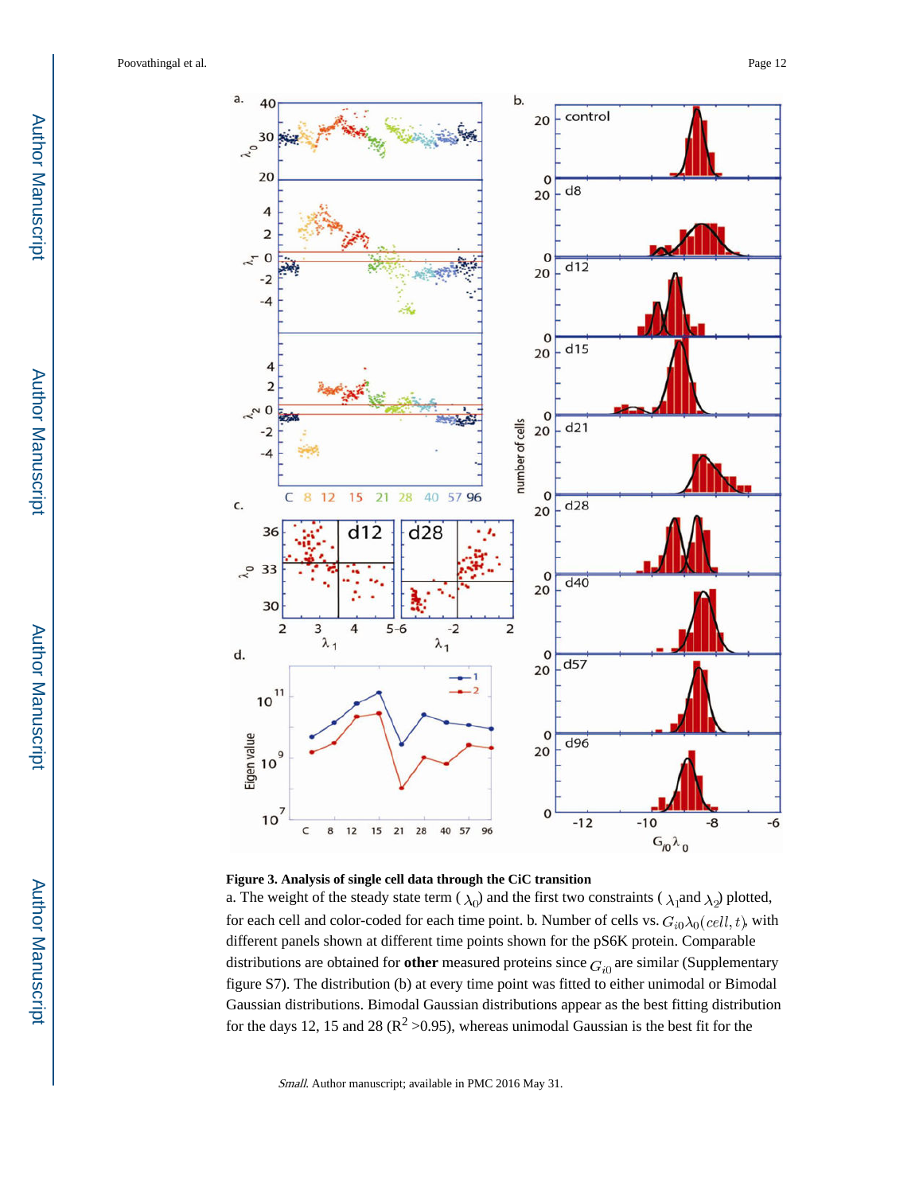**Figure 3. Analysis of single cell data through the CiC transition**

a. The weight of the steady state term ( $\lambda_0$) and the first two constraints ( $\lambda_1$and $\lambda_2$) plotted, for each cell and color-coded for each time point. b. Number of cells vs. $G_{i0}\lambda_0(cell, t)$, with different panels shown at different time points shown for the pS6K protein. Comparable distributions are obtained for **other** measured proteins since $G_{i0}$ are similar (Supplementary figure S7). The distribution (b) at every time point was fitted to either unimodal or Bimodal Gaussian distributions. Bimodal Gaussian distributions appear as the best fitting distribution for the days 12, 15 and 28 ($R^2$ >0.95), whereas unimodal Gaussian is the best fit for the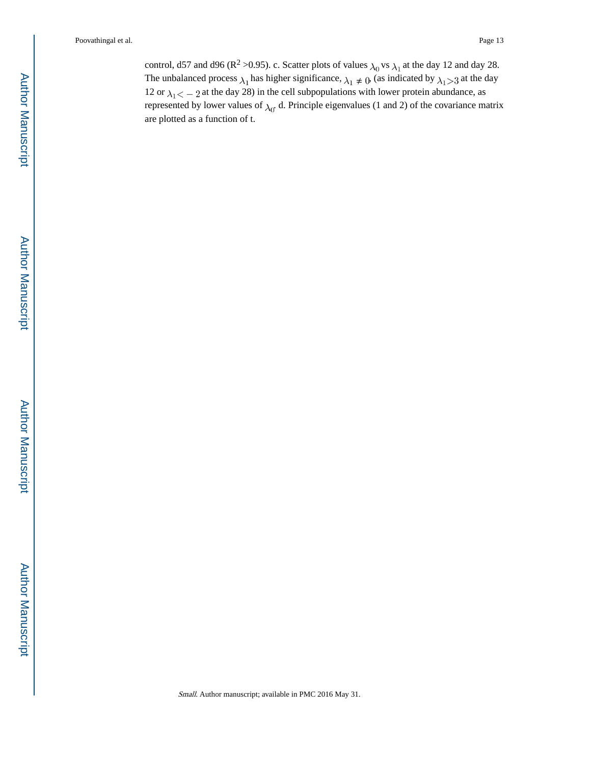control, d57 and d96 ($R^2$ >0.95). c. Scatter plots of values $\lambda_0$ vs $\lambda_1$ at the day 12 and day 28. The unbalanced process $\lambda_1$ has higher significance, $\lambda_1 \neq 0$, (as indicated by $\lambda_1 > 3$ at the day 12 or $\lambda_1 < -2$ at the day 28) in the cell subpopulations with lower protein abundance, as represented by lower values of $\lambda_0$. d. Principle eigenvalues (1 and 2) of the covariance matrix are plotted as a function of t.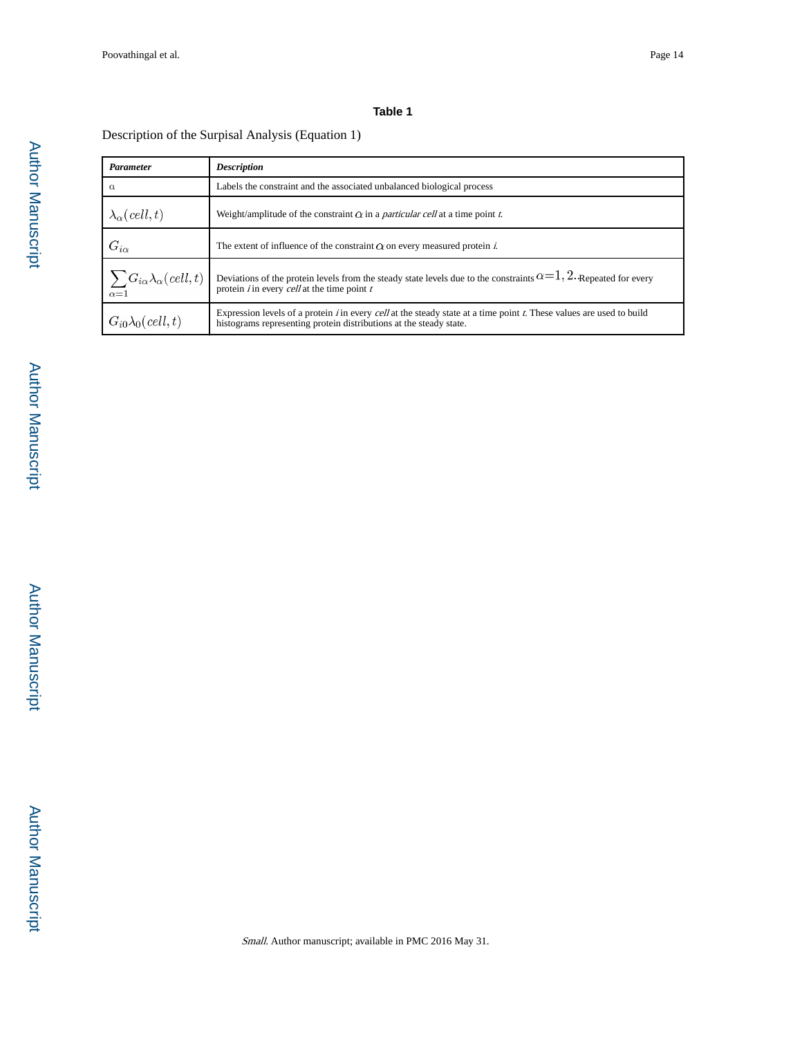**Table 1**

Description of the Surpisal Analysis (Equation 1)

| *Parameter* | *Description* |
| --- | --- |
| $\alpha$ | Labels the constraint and the associated unbalanced biological process |
| $\lambda_{\alpha}(cell, t)$ | Weight/amplitude of the constraint $\alpha$ in a *particular cell* at a time point *t*. |
| $G_{i\alpha}$ | The extent of influence of the constraint $\alpha$ on every measured protein *i*. |
| $\sum_{\alpha=1} G_{i\alpha}\lambda_{\alpha}(cell, t)$ | Deviations of the protein levels from the steady state levels due to the constraints $\alpha=1, 2..$ Repeated for every protein *i* in every *cell* at the time point *t* |
| $G_{i0}\lambda_{0}(cell, t)$ | Expression levels of a protein *i* in every *cell* at the steady state at a time point *t*. These values are used to build histograms representing protein distributions at the steady state. |